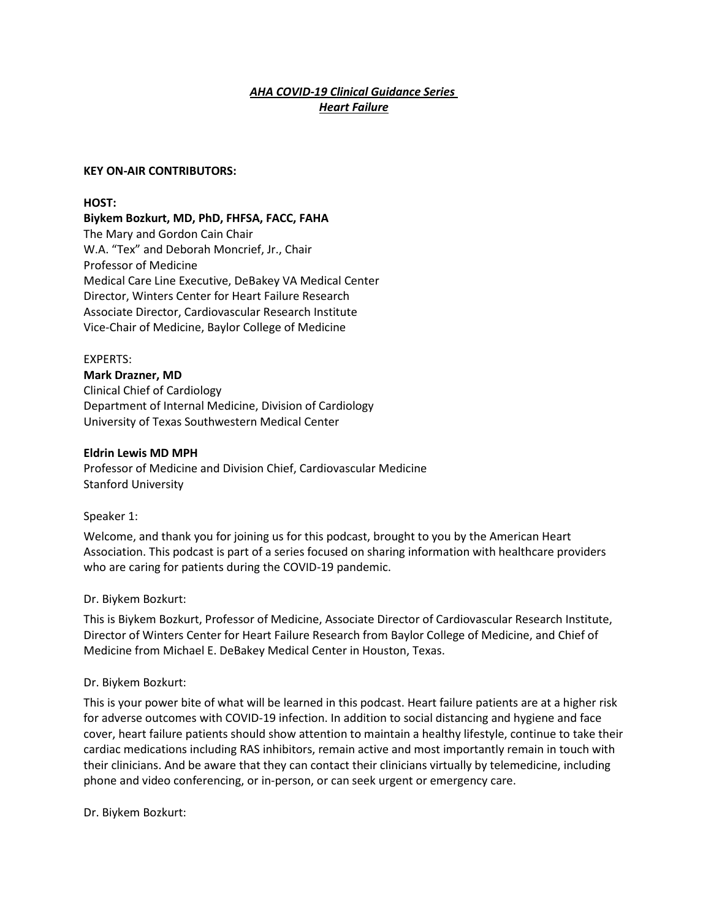***AHA COVID-19 Clinical Guidance Series***
***Heart Failure***

**KEY ON-AIR CONTRIBUTORS:**

**HOST:**
**Biykem Bozkurt, MD, PhD, FHFSA, FACC, FAHA**
The Mary and Gordon Cain Chair
W.A. "Tex" and Deborah Moncrief, Jr., Chair
Professor of Medicine
Medical Care Line Executive, DeBakey VA Medical Center
Director, Winters Center for Heart Failure Research
Associate Director, Cardiovascular Research Institute
Vice-Chair of Medicine, Baylor College of Medicine

EXPERTS:
**Mark Drazner, MD**
Clinical Chief of Cardiology
Department of Internal Medicine, Division of Cardiology
University of Texas Southwestern Medical Center

**Eldrin Lewis MD MPH**
Professor of Medicine and Division Chief, Cardiovascular Medicine
Stanford University

Speaker 1:

Welcome, and thank you for joining us for this podcast, brought to you by the American Heart Association. This podcast is part of a series focused on sharing information with healthcare providers who are caring for patients during the COVID-19 pandemic.

Dr. Biykem Bozkurt:

This is Biykem Bozkurt, Professor of Medicine, Associate Director of Cardiovascular Research Institute, Director of Winters Center for Heart Failure Research from Baylor College of Medicine, and Chief of Medicine from Michael E. DeBakey Medical Center in Houston, Texas.

Dr. Biykem Bozkurt:

This is your power bite of what will be learned in this podcast. Heart failure patients are at a higher risk for adverse outcomes with COVID-19 infection. In addition to social distancing and hygiene and face cover, heart failure patients should show attention to maintain a healthy lifestyle, continue to take their cardiac medications including RAS inhibitors, remain active and most importantly remain in touch with their clinicians. And be aware that they can contact their clinicians virtually by telemedicine, including phone and video conferencing, or in-person, or can seek urgent or emergency care.

Dr. Biykem Bozkurt: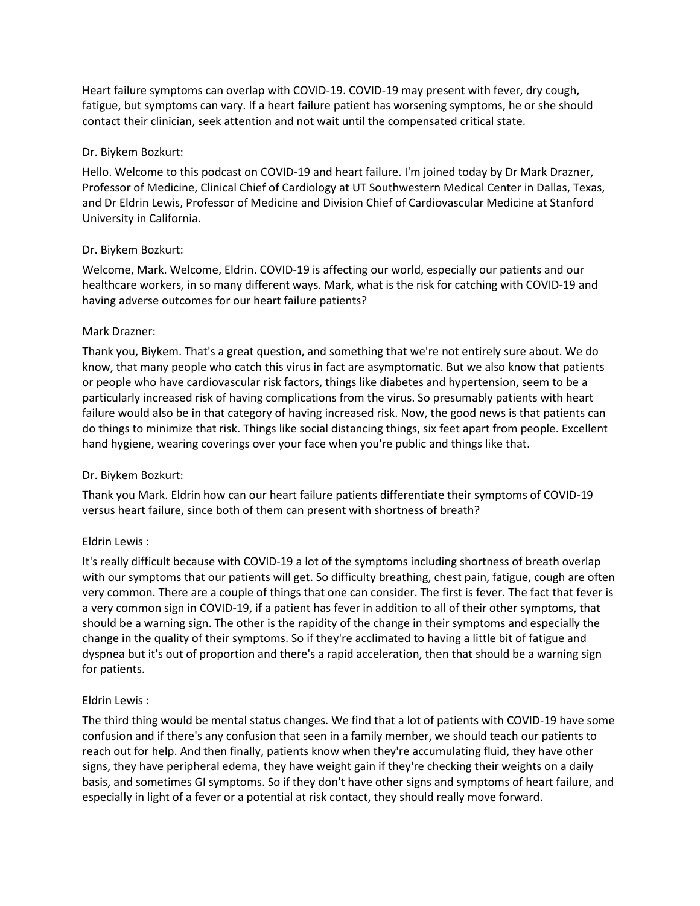Heart failure symptoms can overlap with COVID-19. COVID-19 may present with fever, dry cough, fatigue, but symptoms can vary. If a heart failure patient has worsening symptoms, he or she should contact their clinician, seek attention and not wait until the compensated critical state.

Dr. Biykem Bozkurt:

Hello. Welcome to this podcast on COVID-19 and heart failure. I'm joined today by Dr Mark Drazner, Professor of Medicine, Clinical Chief of Cardiology at UT Southwestern Medical Center in Dallas, Texas, and Dr Eldrin Lewis, Professor of Medicine and Division Chief of Cardiovascular Medicine at Stanford University in California.

Dr. Biykem Bozkurt:

Welcome, Mark. Welcome, Eldrin. COVID-19 is affecting our world, especially our patients and our healthcare workers, in so many different ways. Mark, what is the risk for catching with COVID-19 and having adverse outcomes for our heart failure patients?

Mark Drazner:

Thank you, Biykem. That's a great question, and something that we're not entirely sure about. We do know, that many people who catch this virus in fact are asymptomatic. But we also know that patients or people who have cardiovascular risk factors, things like diabetes and hypertension, seem to be a particularly increased risk of having complications from the virus. So presumably patients with heart failure would also be in that category of having increased risk. Now, the good news is that patients can do things to minimize that risk. Things like social distancing things, six feet apart from people. Excellent hand hygiene, wearing coverings over your face when you're public and things like that.

Dr. Biykem Bozkurt:

Thank you Mark. Eldrin how can our heart failure patients differentiate their symptoms of COVID-19 versus heart failure, since both of them can present with shortness of breath?

Eldrin Lewis :

It's really difficult because with COVID-19 a lot of the symptoms including shortness of breath overlap with our symptoms that our patients will get. So difficulty breathing, chest pain, fatigue, cough are often very common. There are a couple of things that one can consider. The first is fever. The fact that fever is a very common sign in COVID-19, if a patient has fever in addition to all of their other symptoms, that should be a warning sign. The other is the rapidity of the change in their symptoms and especially the change in the quality of their symptoms. So if they're acclimated to having a little bit of fatigue and dyspnea but it's out of proportion and there's a rapid acceleration, then that should be a warning sign for patients.

Eldrin Lewis :

The third thing would be mental status changes. We find that a lot of patients with COVID-19 have some confusion and if there's any confusion that seen in a family member, we should teach our patients to reach out for help. And then finally, patients know when they're accumulating fluid, they have other signs, they have peripheral edema, they have weight gain if they're checking their weights on a daily basis, and sometimes GI symptoms. So if they don't have other signs and symptoms of heart failure, and especially in light of a fever or a potential at risk contact, they should really move forward.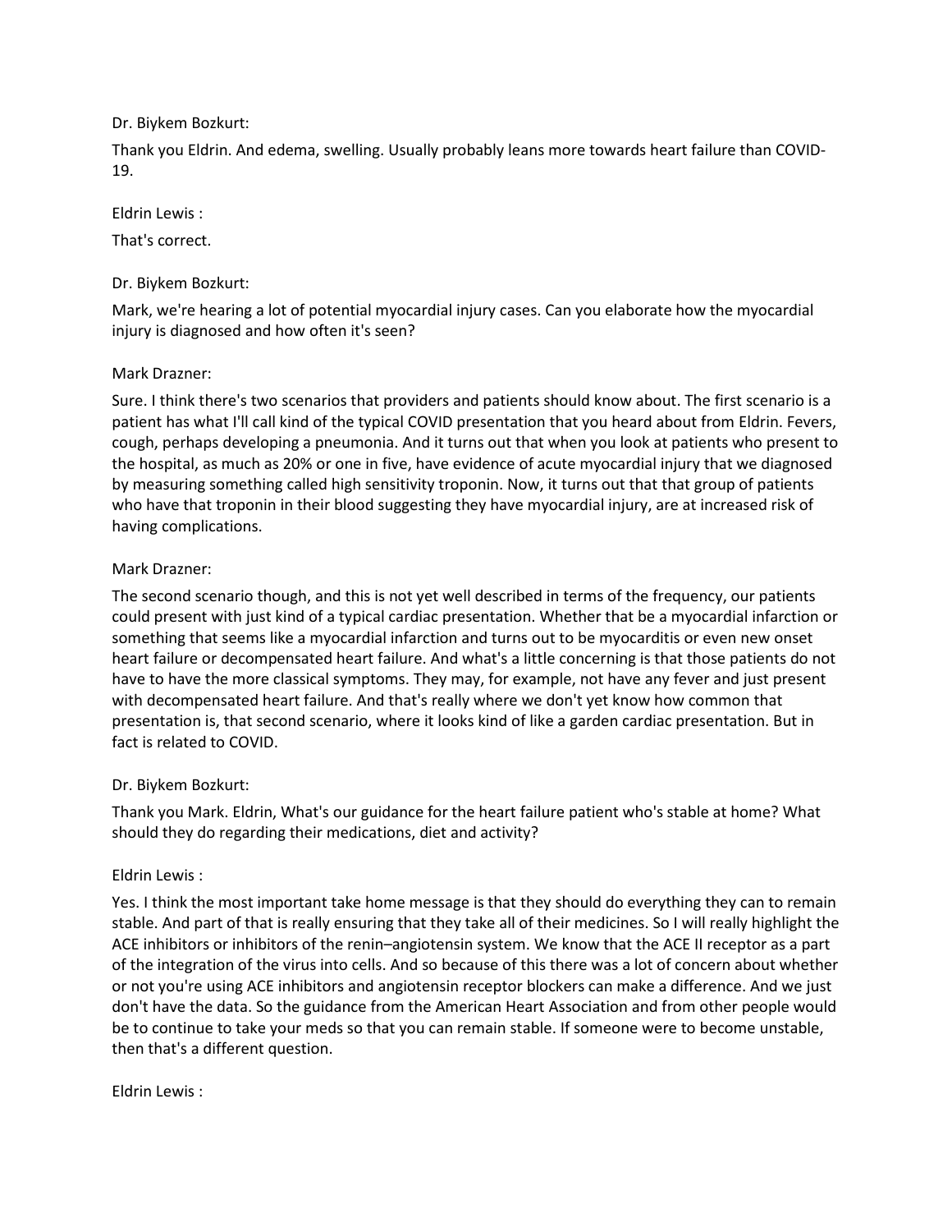Dr. Biykem Bozkurt:

Thank you Eldrin. And edema, swelling. Usually probably leans more towards heart failure than COVID-19.

Eldrin Lewis :

That's correct.

Dr. Biykem Bozkurt:

Mark, we're hearing a lot of potential myocardial injury cases. Can you elaborate how the myocardial injury is diagnosed and how often it's seen?

Mark Drazner:

Sure. I think there's two scenarios that providers and patients should know about. The first scenario is a patient has what I'll call kind of the typical COVID presentation that you heard about from Eldrin. Fevers, cough, perhaps developing a pneumonia. And it turns out that when you look at patients who present to the hospital, as much as 20% or one in five, have evidence of acute myocardial injury that we diagnosed by measuring something called high sensitivity troponin. Now, it turns out that that group of patients who have that troponin in their blood suggesting they have myocardial injury, are at increased risk of having complications.

Mark Drazner:

The second scenario though, and this is not yet well described in terms of the frequency, our patients could present with just kind of a typical cardiac presentation. Whether that be a myocardial infarction or something that seems like a myocardial infarction and turns out to be myocarditis or even new onset heart failure or decompensated heart failure. And what's a little concerning is that those patients do not have to have the more classical symptoms. They may, for example, not have any fever and just present with decompensated heart failure. And that's really where we don't yet know how common that presentation is, that second scenario, where it looks kind of like a garden cardiac presentation. But in fact is related to COVID.

Dr. Biykem Bozkurt:

Thank you Mark. Eldrin, What's our guidance for the heart failure patient who's stable at home? What should they do regarding their medications, diet and activity?

Eldrin Lewis :

Yes. I think the most important take home message is that they should do everything they can to remain stable. And part of that is really ensuring that they take all of their medicines. So I will really highlight the ACE inhibitors or inhibitors of the renin–angiotensin system. We know that the ACE II receptor as a part of the integration of the virus into cells. And so because of this there was a lot of concern about whether or not you're using ACE inhibitors and angiotensin receptor blockers can make a difference. And we just don't have the data. So the guidance from the American Heart Association and from other people would be to continue to take your meds so that you can remain stable. If someone were to become unstable, then that's a different question.

Eldrin Lewis :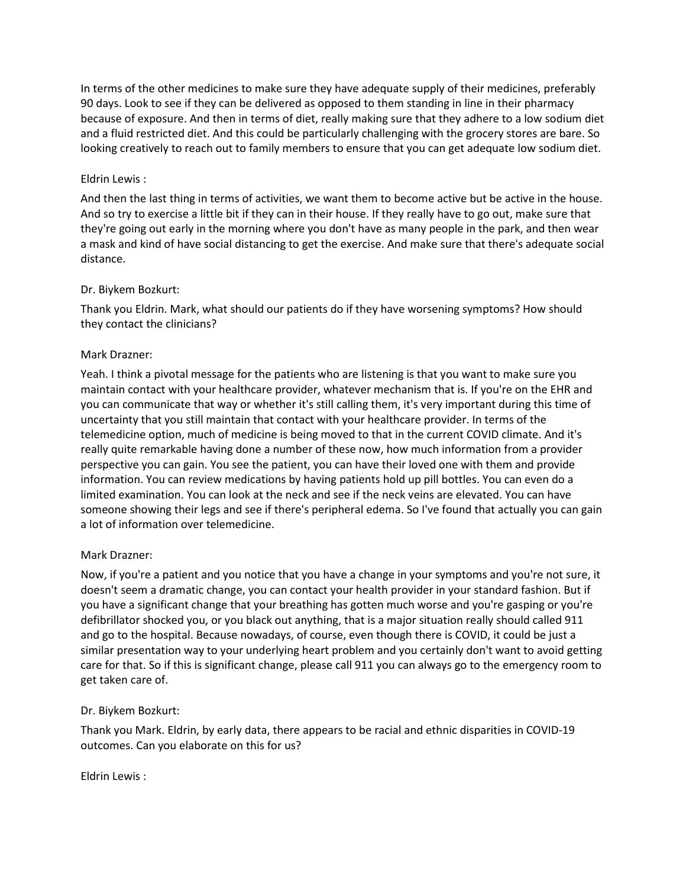In terms of the other medicines to make sure they have adequate supply of their medicines, preferably 90 days. Look to see if they can be delivered as opposed to them standing in line in their pharmacy because of exposure. And then in terms of diet, really making sure that they adhere to a low sodium diet and a fluid restricted diet. And this could be particularly challenging with the grocery stores are bare. So looking creatively to reach out to family members to ensure that you can get adequate low sodium diet.

Eldrin Lewis :

And then the last thing in terms of activities, we want them to become active but be active in the house. And so try to exercise a little bit if they can in their house. If they really have to go out, make sure that they're going out early in the morning where you don't have as many people in the park, and then wear a mask and kind of have social distancing to get the exercise. And make sure that there's adequate social distance.

Dr. Biykem Bozkurt:

Thank you Eldrin. Mark, what should our patients do if they have worsening symptoms? How should they contact the clinicians?

Mark Drazner:

Yeah. I think a pivotal message for the patients who are listening is that you want to make sure you maintain contact with your healthcare provider, whatever mechanism that is. If you're on the EHR and you can communicate that way or whether it's still calling them, it's very important during this time of uncertainty that you still maintain that contact with your healthcare provider. In terms of the telemedicine option, much of medicine is being moved to that in the current COVID climate. And it's really quite remarkable having done a number of these now, how much information from a provider perspective you can gain. You see the patient, you can have their loved one with them and provide information. You can review medications by having patients hold up pill bottles. You can even do a limited examination. You can look at the neck and see if the neck veins are elevated. You can have someone showing their legs and see if there's peripheral edema. So I've found that actually you can gain a lot of information over telemedicine.

Mark Drazner:

Now, if you're a patient and you notice that you have a change in your symptoms and you're not sure, it doesn't seem a dramatic change, you can contact your health provider in your standard fashion. But if you have a significant change that your breathing has gotten much worse and you're gasping or you're defibrillator shocked you, or you black out anything, that is a major situation really should called 911 and go to the hospital. Because nowadays, of course, even though there is COVID, it could be just a similar presentation way to your underlying heart problem and you certainly don't want to avoid getting care for that. So if this is significant change, please call 911 you can always go to the emergency room to get taken care of.

Dr. Biykem Bozkurt:

Thank you Mark. Eldrin, by early data, there appears to be racial and ethnic disparities in COVID-19 outcomes. Can you elaborate on this for us?

Eldrin Lewis :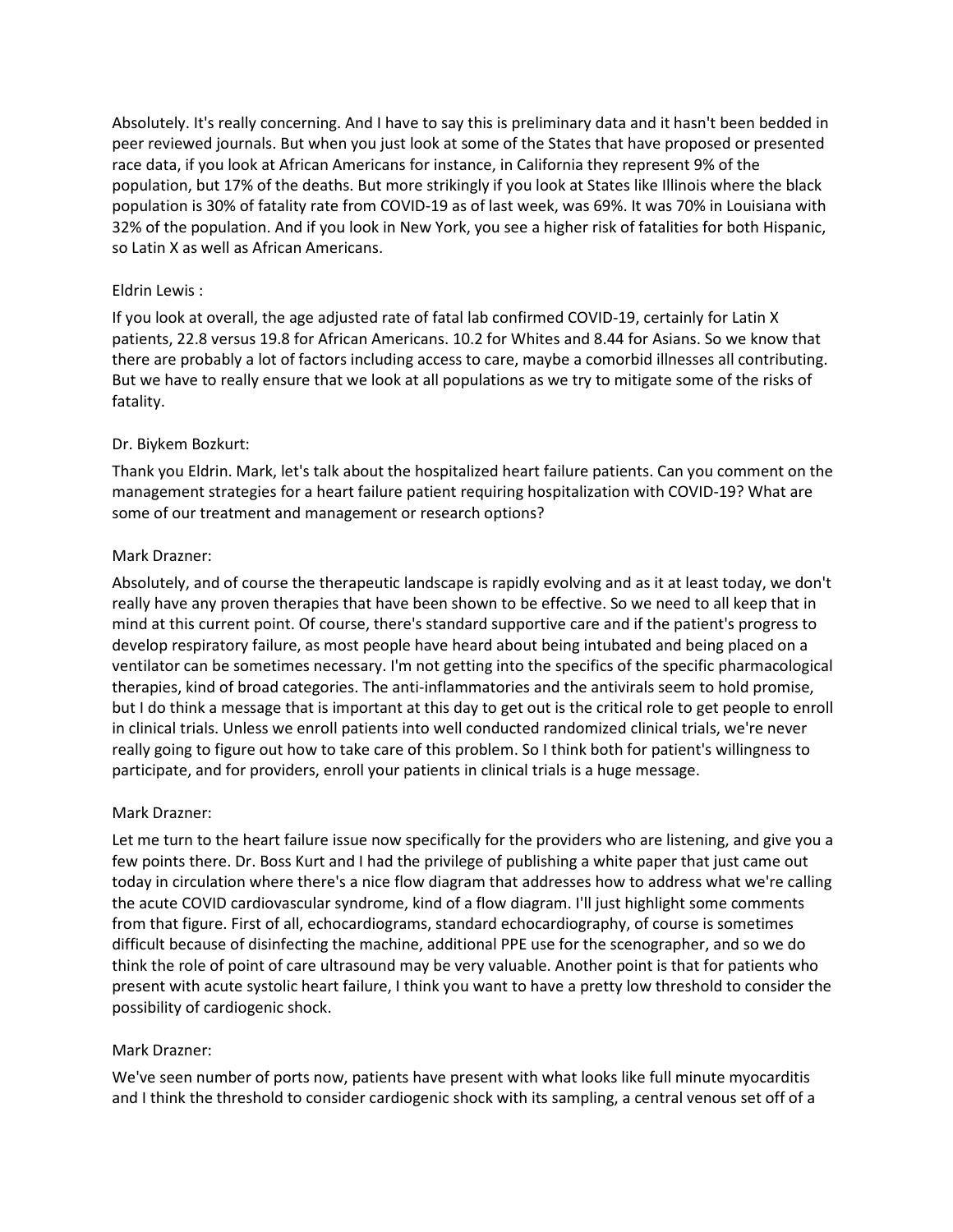Absolutely. It's really concerning. And I have to say this is preliminary data and it hasn't been bedded in peer reviewed journals. But when you just look at some of the States that have proposed or presented race data, if you look at African Americans for instance, in California they represent 9% of the population, but 17% of the deaths. But more strikingly if you look at States like Illinois where the black population is 30% of fatality rate from COVID-19 as of last week, was 69%. It was 70% in Louisiana with 32% of the population. And if you look in New York, you see a higher risk of fatalities for both Hispanic, so Latin X as well as African Americans.

Eldrin Lewis :

If you look at overall, the age adjusted rate of fatal lab confirmed COVID-19, certainly for Latin X patients, 22.8 versus 19.8 for African Americans. 10.2 for Whites and 8.44 for Asians. So we know that there are probably a lot of factors including access to care, maybe a comorbid illnesses all contributing. But we have to really ensure that we look at all populations as we try to mitigate some of the risks of fatality.

Dr. Biykem Bozkurt:

Thank you Eldrin. Mark, let's talk about the hospitalized heart failure patients. Can you comment on the management strategies for a heart failure patient requiring hospitalization with COVID-19? What are some of our treatment and management or research options?

Mark Drazner:

Absolutely, and of course the therapeutic landscape is rapidly evolving and as it at least today, we don't really have any proven therapies that have been shown to be effective. So we need to all keep that in mind at this current point. Of course, there's standard supportive care and if the patient's progress to develop respiratory failure, as most people have heard about being intubated and being placed on a ventilator can be sometimes necessary. I'm not getting into the specifics of the specific pharmacological therapies, kind of broad categories. The anti-inflammatories and the antivirals seem to hold promise, but I do think a message that is important at this day to get out is the critical role to get people to enroll in clinical trials. Unless we enroll patients into well conducted randomized clinical trials, we're never really going to figure out how to take care of this problem. So I think both for patient's willingness to participate, and for providers, enroll your patients in clinical trials is a huge message.

Mark Drazner:

Let me turn to the heart failure issue now specifically for the providers who are listening, and give you a few points there. Dr. Boss Kurt and I had the privilege of publishing a white paper that just came out today in circulation where there's a nice flow diagram that addresses how to address what we're calling the acute COVID cardiovascular syndrome, kind of a flow diagram. I'll just highlight some comments from that figure. First of all, echocardiograms, standard echocardiography, of course is sometimes difficult because of disinfecting the machine, additional PPE use for the scenographer, and so we do think the role of point of care ultrasound may be very valuable. Another point is that for patients who present with acute systolic heart failure, I think you want to have a pretty low threshold to consider the possibility of cardiogenic shock.

Mark Drazner:

We've seen number of ports now, patients have present with what looks like full minute myocarditis and I think the threshold to consider cardiogenic shock with its sampling, a central venous set off of a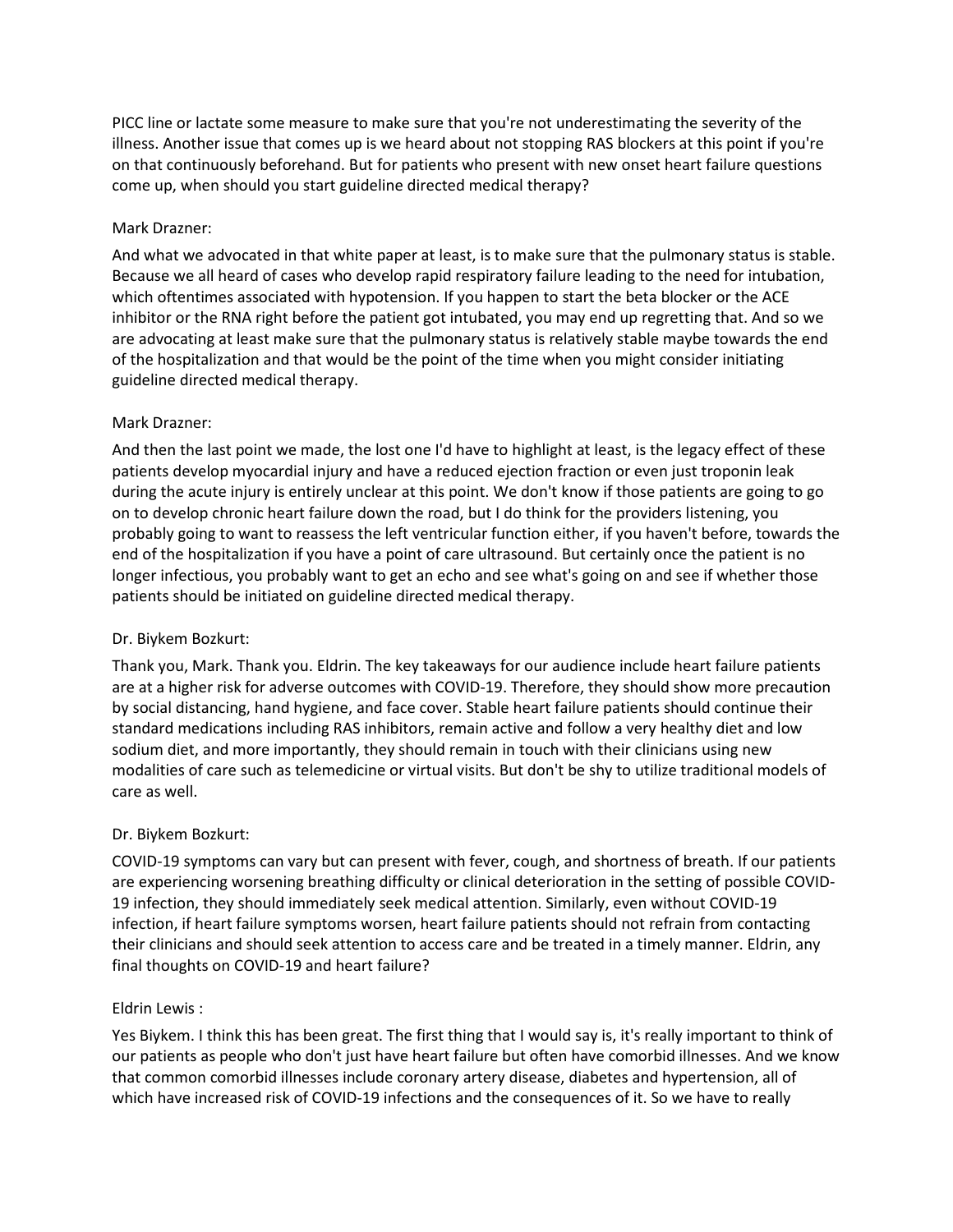PICC line or lactate some measure to make sure that you're not underestimating the severity of the illness. Another issue that comes up is we heard about not stopping RAS blockers at this point if you're on that continuously beforehand. But for patients who present with new onset heart failure questions come up, when should you start guideline directed medical therapy?

Mark Drazner:

And what we advocated in that white paper at least, is to make sure that the pulmonary status is stable. Because we all heard of cases who develop rapid respiratory failure leading to the need for intubation, which oftentimes associated with hypotension. If you happen to start the beta blocker or the ACE inhibitor or the RNA right before the patient got intubated, you may end up regretting that. And so we are advocating at least make sure that the pulmonary status is relatively stable maybe towards the end of the hospitalization and that would be the point of the time when you might consider initiating guideline directed medical therapy.

Mark Drazner:

And then the last point we made, the lost one I'd have to highlight at least, is the legacy effect of these patients develop myocardial injury and have a reduced ejection fraction or even just troponin leak during the acute injury is entirely unclear at this point. We don't know if those patients are going to go on to develop chronic heart failure down the road, but I do think for the providers listening, you probably going to want to reassess the left ventricular function either, if you haven't before, towards the end of the hospitalization if you have a point of care ultrasound. But certainly once the patient is no longer infectious, you probably want to get an echo and see what's going on and see if whether those patients should be initiated on guideline directed medical therapy.

Dr. Biykem Bozkurt:

Thank you, Mark. Thank you. Eldrin. The key takeaways for our audience include heart failure patients are at a higher risk for adverse outcomes with COVID-19. Therefore, they should show more precaution by social distancing, hand hygiene, and face cover. Stable heart failure patients should continue their standard medications including RAS inhibitors, remain active and follow a very healthy diet and low sodium diet, and more importantly, they should remain in touch with their clinicians using new modalities of care such as telemedicine or virtual visits. But don't be shy to utilize traditional models of care as well.

Dr. Biykem Bozkurt:

COVID-19 symptoms can vary but can present with fever, cough, and shortness of breath. If our patients are experiencing worsening breathing difficulty or clinical deterioration in the setting of possible COVID-19 infection, they should immediately seek medical attention. Similarly, even without COVID-19 infection, if heart failure symptoms worsen, heart failure patients should not refrain from contacting their clinicians and should seek attention to access care and be treated in a timely manner. Eldrin, any final thoughts on COVID-19 and heart failure?

Eldrin Lewis :

Yes Biykem. I think this has been great. The first thing that I would say is, it's really important to think of our patients as people who don't just have heart failure but often have comorbid illnesses. And we know that common comorbid illnesses include coronary artery disease, diabetes and hypertension, all of which have increased risk of COVID-19 infections and the consequences of it. So we have to really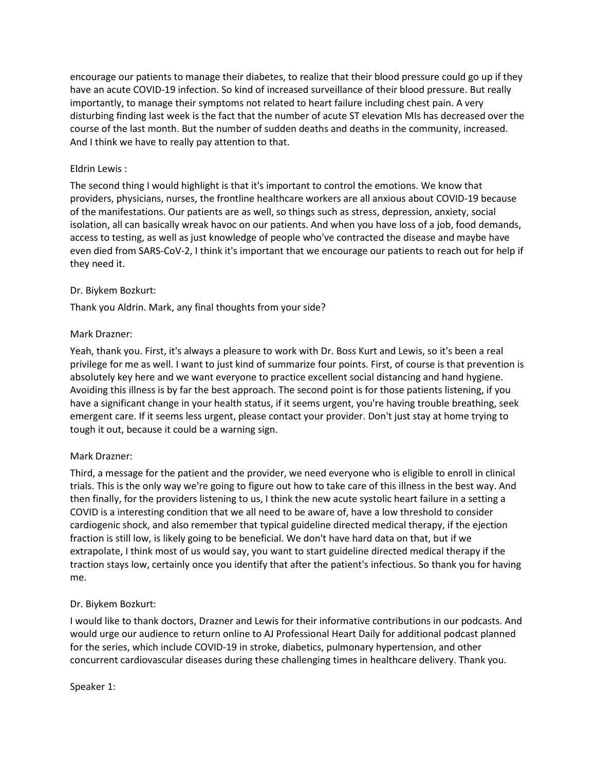encourage our patients to manage their diabetes, to realize that their blood pressure could go up if they have an acute COVID-19 infection. So kind of increased surveillance of their blood pressure. But really importantly, to manage their symptoms not related to heart failure including chest pain. A very disturbing finding last week is the fact that the number of acute ST elevation MIs has decreased over the course of the last month. But the number of sudden deaths and deaths in the community, increased. And I think we have to really pay attention to that.

Eldrin Lewis :

The second thing I would highlight is that it's important to control the emotions. We know that providers, physicians, nurses, the frontline healthcare workers are all anxious about COVID-19 because of the manifestations. Our patients are as well, so things such as stress, depression, anxiety, social isolation, all can basically wreak havoc on our patients. And when you have loss of a job, food demands, access to testing, as well as just knowledge of people who've contracted the disease and maybe have even died from SARS-CoV-2, I think it's important that we encourage our patients to reach out for help if they need it.

Dr. Biykem Bozkurt:

Thank you Aldrin. Mark, any final thoughts from your side?

Mark Drazner:

Yeah, thank you. First, it's always a pleasure to work with Dr. Boss Kurt and Lewis, so it's been a real privilege for me as well. I want to just kind of summarize four points. First, of course is that prevention is absolutely key here and we want everyone to practice excellent social distancing and hand hygiene. Avoiding this illness is by far the best approach. The second point is for those patients listening, if you have a significant change in your health status, if it seems urgent, you're having trouble breathing, seek emergent care. If it seems less urgent, please contact your provider. Don't just stay at home trying to tough it out, because it could be a warning sign.

Mark Drazner:

Third, a message for the patient and the provider, we need everyone who is eligible to enroll in clinical trials. This is the only way we're going to figure out how to take care of this illness in the best way. And then finally, for the providers listening to us, I think the new acute systolic heart failure in a setting a COVID is a interesting condition that we all need to be aware of, have a low threshold to consider cardiogenic shock, and also remember that typical guideline directed medical therapy, if the ejection fraction is still low, is likely going to be beneficial. We don't have hard data on that, but if we extrapolate, I think most of us would say, you want to start guideline directed medical therapy if the traction stays low, certainly once you identify that after the patient's infectious. So thank you for having me.

Dr. Biykem Bozkurt:

I would like to thank doctors, Drazner and Lewis for their informative contributions in our podcasts. And would urge our audience to return online to AJ Professional Heart Daily for additional podcast planned for the series, which include COVID-19 in stroke, diabetics, pulmonary hypertension, and other concurrent cardiovascular diseases during these challenging times in healthcare delivery. Thank you.

Speaker 1: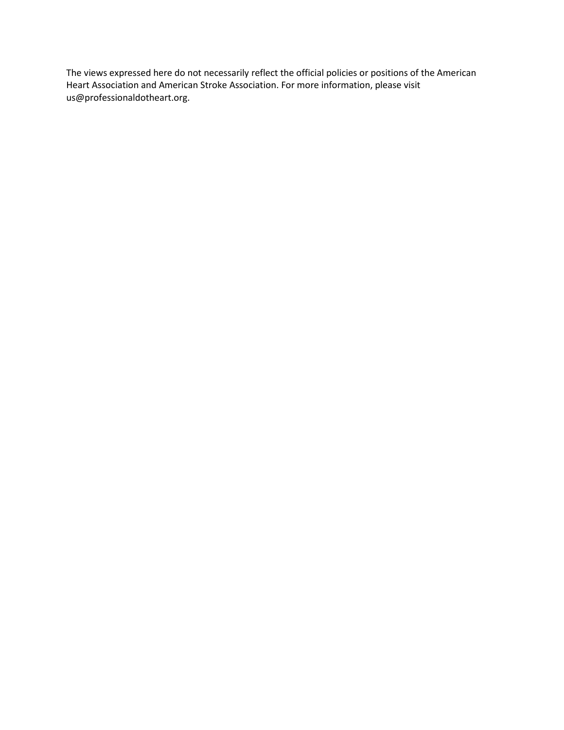The views expressed here do not necessarily reflect the official policies or positions of the American Heart Association and American Stroke Association. For more information, please visit us@professionaldotheart.org.